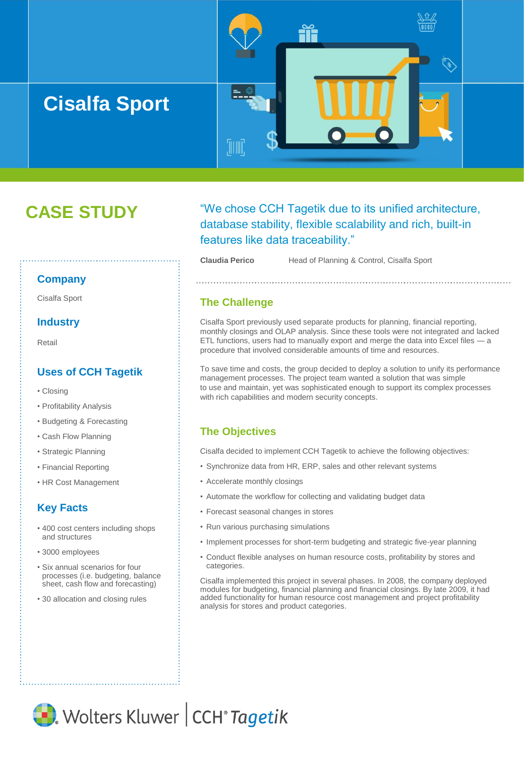# Cisalfa Sport

## CASE STUDY

"We chose CCH Tagetik due to its unified architecture, database stability, flexible scalability and rich, built-in features like data traceability."

**Claudia Perico** Head of Planning & Control, Cisalfa Sport

### Company

Cisalfa Sport

### Industry

Retail

### Uses of CCH Tagetik

- Closing
- Profitability Analysis
- Budgeting & Forecasting
- Cash Flow Planning
- Strategic Planning
- Financial Reporting
- HR Cost Management

### Key Facts

- 400 cost centers including shops and structures
- 3000 employees
- Six annual scenarios for four processes (i.e. budgeting, balance sheet, cash flow and forecasting)
- 30 allocation and closing rules

### The Challenge

Cisalfa Sport previously used separate products for planning, financial reporting, monthly closings and OLAP analysis. Since these tools were not integrated and lacked ETL functions, users had to manually export and merge the data into Excel files — a procedure that involved considerable amounts of time and resources.

To save time and costs, the group decided to deploy a solution to unify its performance management processes. The project team wanted a solution that was simple to use and maintain, yet was sophisticated enough to support its complex processes with rich capabilities and modern security concepts.

### The Objectives

Cisalfa decided to implement CCH Tagetik to achieve the following objectives:

- Synchronize data from HR, ERP, sales and other relevant systems
- Accelerate monthly closings
- Automate the workflow for collecting and validating budget data
- Forecast seasonal changes in stores
- Run various purchasing simulations
- Implement processes for short-term budgeting and strategic five-year planning
- Conduct flexible analyses on human resource costs, profitability by stores and categories.

Cisalfa implemented this project in several phases. In 2008, the company deployed modules for budgeting, financial planning and financial closings. By late 2009, it had added functionality for human resource cost management and project profitability analysis for stores and product categories.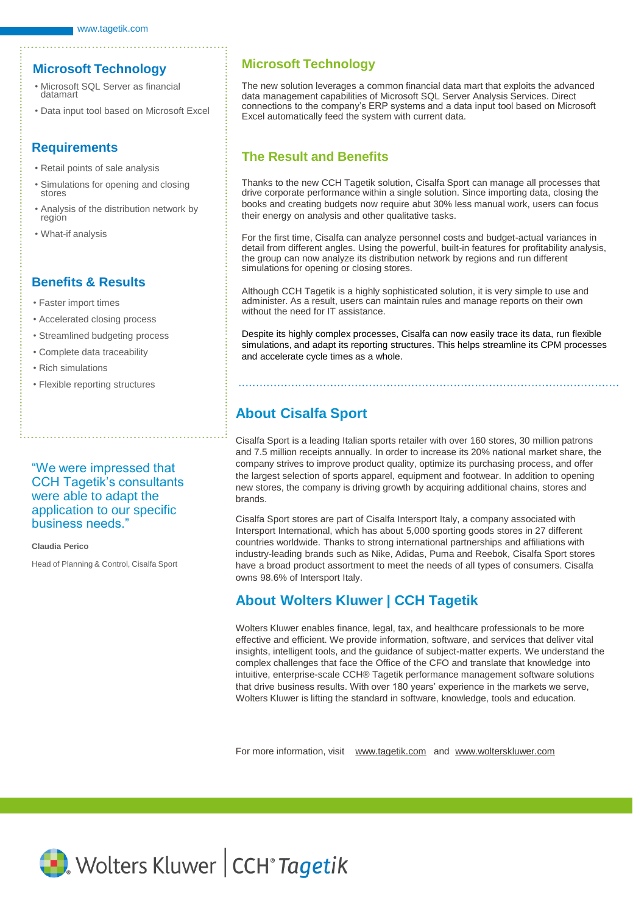## Microsoft Technology

- Microsoft SQL Server as financial datamart
- Data input tool based on Microsoft Excel

## Requirements

- Retail points of sale analysis
- Simulations for opening and closing stores
- Analysis of the distribution network by region
- What-if analysis

## Benefits & Results

- Faster import times
- Accelerated closing process
- Streamlined budgeting process
- Complete data traceability
- Rich simulations
- Flexible reporting structures

"We were impressed that CCH Tagetik's consultants were able to adapt the application to our specific business needs."

**Claudia Perico**

Head of Planning & Control, Cisalfa Sport

## Microsoft Technology

The new solution leverages a common financial data mart that exploits the advanced data management capabilities of Microsoft SQL Server Analysis Services. Direct connections to the company's ERP systems and a data input tool based on Microsoft Excel automatically feed the system with current data.

## The Result and Benefits

Thanks to the new CCH Tagetik solution, Cisalfa Sport can manage all processes that drive corporate performance within a single solution. Since importing data, closing the books and creating budgets now require abut 30% less manual work, users can focus their energy on analysis and other qualitative tasks.

For the first time, Cisalfa can analyze personnel costs and budget-actual variances in detail from different angles. Using the powerful, built-in features for profitability analysis, the group can now analyze its distribution network by regions and run different simulations for opening or closing stores.

Although CCH Tagetik is a highly sophisticated solution, it is very simple to use and administer. As a result, users can maintain rules and manage reports on their own without the need for IT assistance.

Despite its highly complex processes, Cisalfa can now easily trace its data, run flexible simulations, and adapt its reporting structures. This helps streamline its CPM processes and accelerate cycle times as a whole.

## About Cisalfa Sport

Cisalfa Sport is a leading Italian sports retailer with over 160 stores, 30 million patrons and 7.5 million receipts annually. In order to increase its 20% national market share, the company strives to improve product quality, optimize its purchasing process, and offer the largest selection of sports apparel, equipment and footwear. In addition to opening new stores, the company is driving growth by acquiring additional chains, stores and brands.

Cisalfa Sport stores are part of Cisalfa Intersport Italy, a company associated with Intersport International, which has about 5,000 sporting goods stores in 27 different countries worldwide. Thanks to strong international partnerships and affiliations with industry-leading brands such as Nike, Adidas, Puma and Reebok, Cisalfa Sport stores have a broad product assortment to meet the needs of all types of consumers. Cisalfa owns 98.6% of Intersport Italy.

## About Wolters Kluwer | CCH Tagetik

Wolters Kluwer enables finance, legal, tax, and healthcare professionals to be more effective and efficient. We provide information, software, and services that deliver vital insights, intelligent tools, and the guidance of subject-matter experts. We understand the complex challenges that face the Office of the CFO and translate that knowledge into intuitive, enterprise-scale CCH® Tagetik performance management software solutions that drive business results. With over 180 years' experience in the markets we serve, Wolters Kluwer is lifting the standard in software, knowledge, tools and education.

For more information, visit www.tagetik.com and www.wolterskluwer.com

Wolters Kluwer | CCH® Tagetik